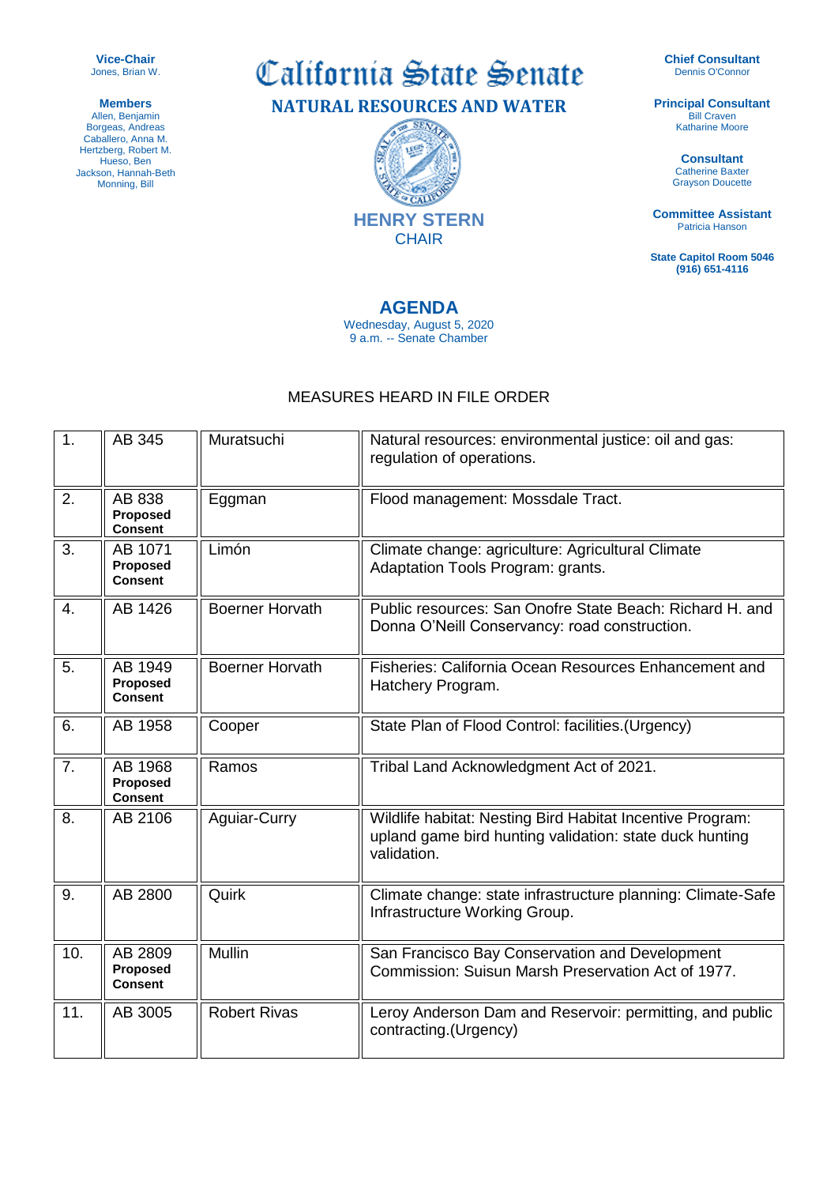**Vice-Chair**
Jones, Brian W.

**Members**
Allen, Benjamin
Borgeas, Andreas
Caballero, Anna M.
Hertzberg, Robert M.
Hueso, Ben
Jackson, Hannah-Beth
Monning, Bill

# California State Senate

## NATURAL RESOURCES AND WATER

**HENRY STERN**
CHAIR

**Chief Consultant**
Dennis O'Connor

**Principal Consultant**
Bill Craven
Katharine Moore

**Consultant**
Catherine Baxter
Grayson Doucette

**Committee Assistant**
Patricia Hanson

**State Capitol Room 5046**
**(916) 651-4116**

## AGENDA

Wednesday, August 5, 2020
9 a.m. -- Senate Chamber

MEASURES HEARD IN FILE ORDER

| | | | |
|---|---|---|---|
| 1. | AB 345 | Muratsuchi | Natural resources: environmental justice: oil and gas: regulation of operations. |
| 2. | AB 838 **Proposed Consent** | Eggman | Flood management: Mossdale Tract. |
| 3. | AB 1071 **Proposed Consent** | Limón | Climate change: agriculture: Agricultural Climate Adaptation Tools Program: grants. |
| 4. | AB 1426 | Boerner Horvath | Public resources: San Onofre State Beach: Richard H. and Donna O'Neill Conservancy: road construction. |
| 5. | AB 1949 **Proposed Consent** | Boerner Horvath | Fisheries: California Ocean Resources Enhancement and Hatchery Program. |
| 6. | AB 1958 | Cooper | State Plan of Flood Control: facilities.(Urgency) |
| 7. | AB 1968 **Proposed Consent** | Ramos | Tribal Land Acknowledgment Act of 2021. |
| 8. | AB 2106 | Aguiar-Curry | Wildlife habitat: Nesting Bird Habitat Incentive Program: upland game bird hunting validation: state duck hunting validation. |
| 9. | AB 2800 | Quirk | Climate change: state infrastructure planning: Climate-Safe Infrastructure Working Group. |
| 10. | AB 2809 **Proposed Consent** | Mullin | San Francisco Bay Conservation and Development Commission: Suisun Marsh Preservation Act of 1977. |
| 11. | AB 3005 | Robert Rivas | Leroy Anderson Dam and Reservoir: permitting, and public contracting.(Urgency) |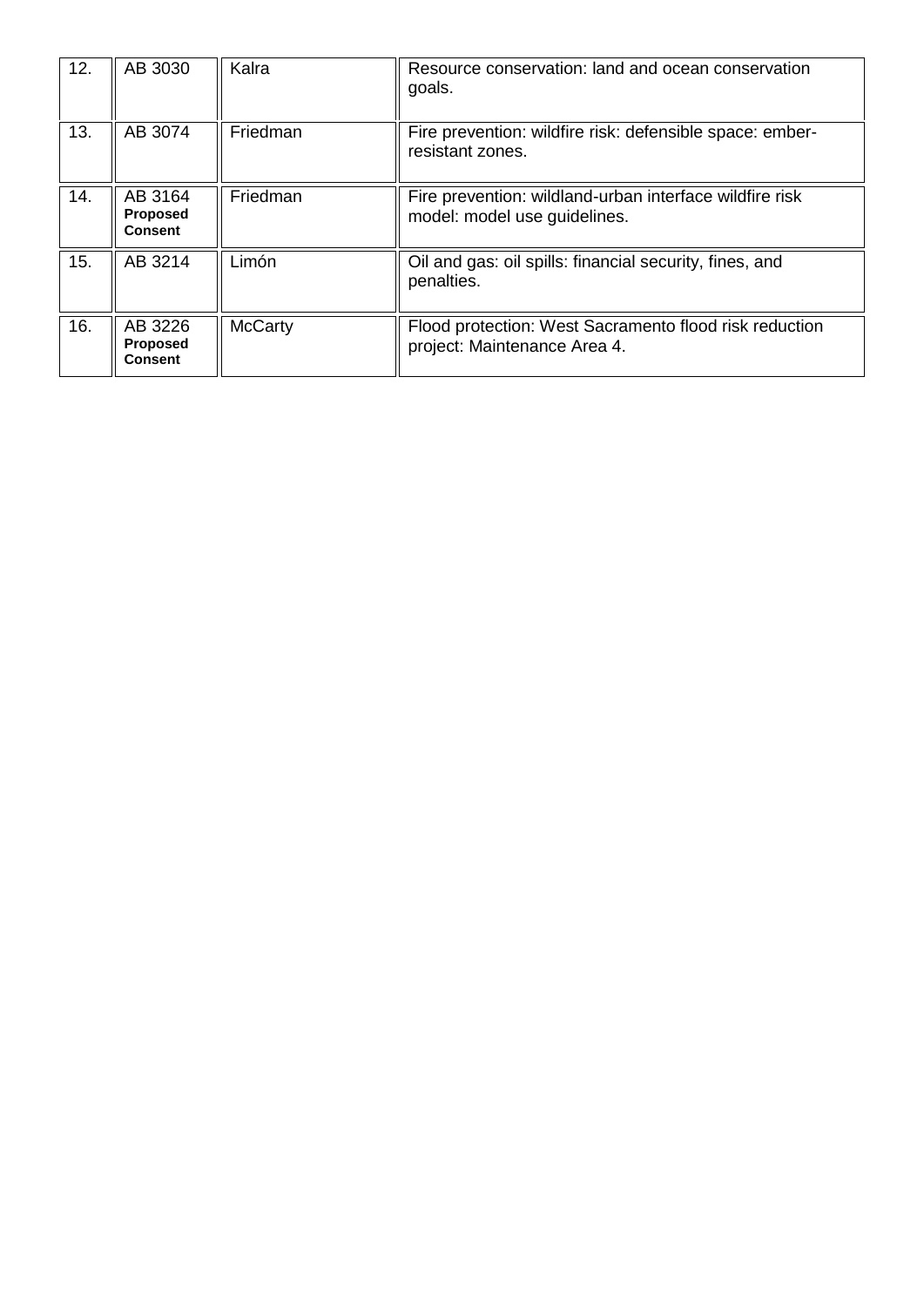| | | | |
|---|---|---|---|
| 12. | AB 3030 | Kalra | Resource conservation: land and ocean conservation goals. |
| 13. | AB 3074 | Friedman | Fire prevention: wildfire risk: defensible space: ember-resistant zones. |
| 14. | AB 3164 **Proposed Consent** | Friedman | Fire prevention: wildland-urban interface wildfire risk model: model use guidelines. |
| 15. | AB 3214 | Limón | Oil and gas: oil spills: financial security, fines, and penalties. |
| 16. | AB 3226 **Proposed Consent** | McCarty | Flood protection: West Sacramento flood risk reduction project: Maintenance Area 4. |